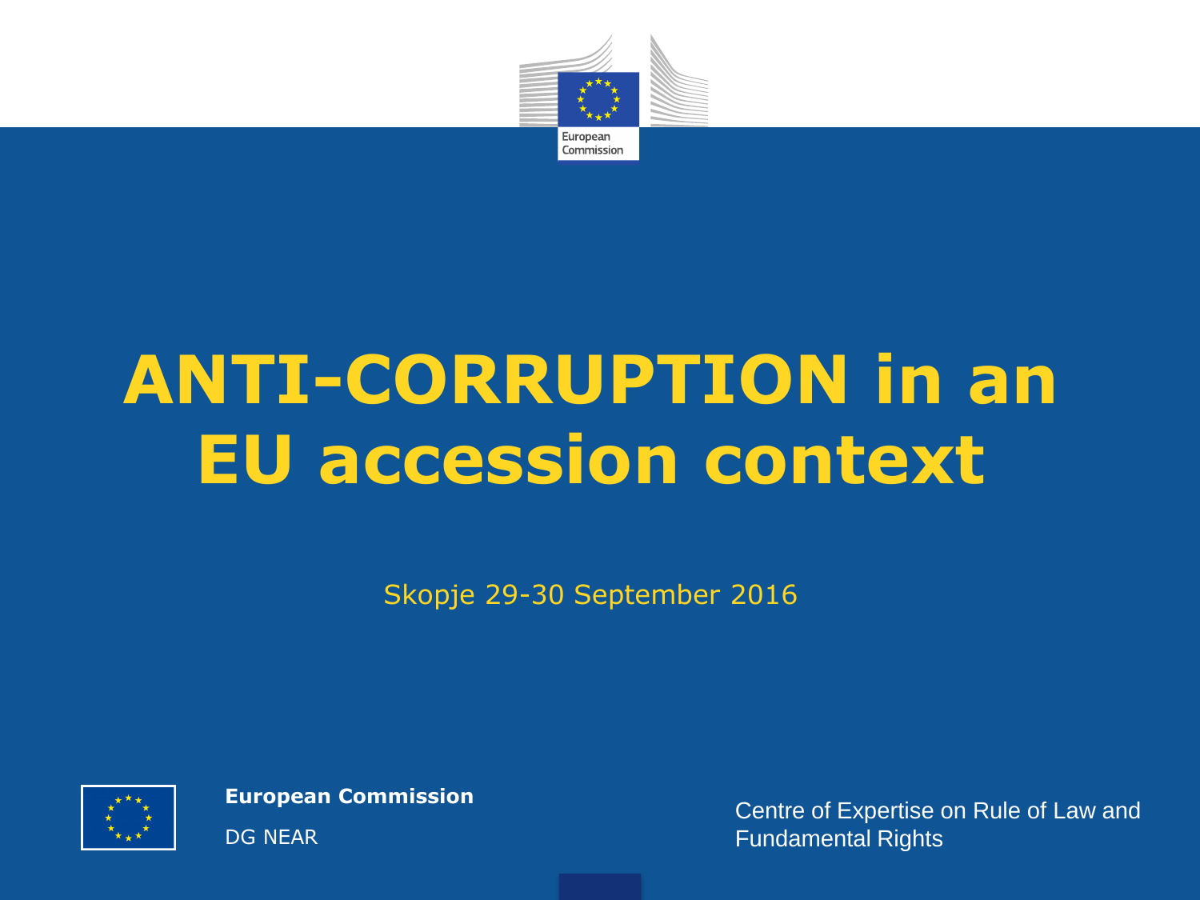# ANTI-CORRUPTION in an EU accession context

Skopje 29-30 September 2016

**European Commission**

DG NEAR

Centre of Expertise on Rule of Law and Fundamental Rights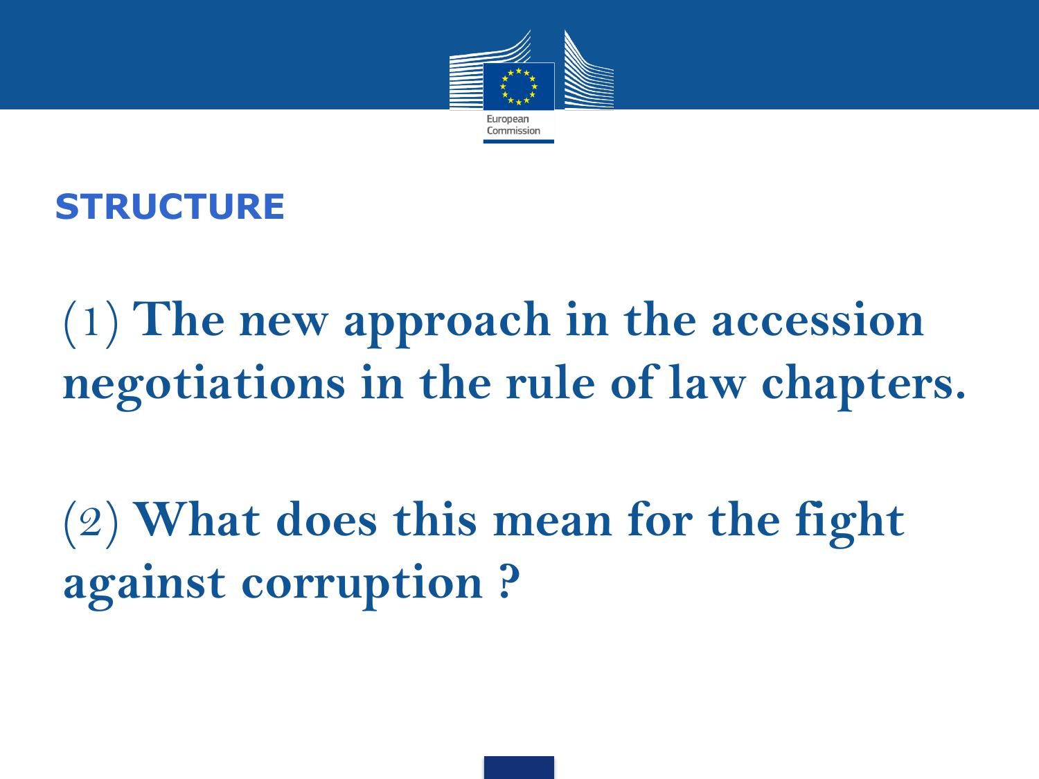## STRUCTURE

**(1) The new approach in the accession negotiations in the rule of law chapters.**

**(2) What does this mean for the fight against corruption ?**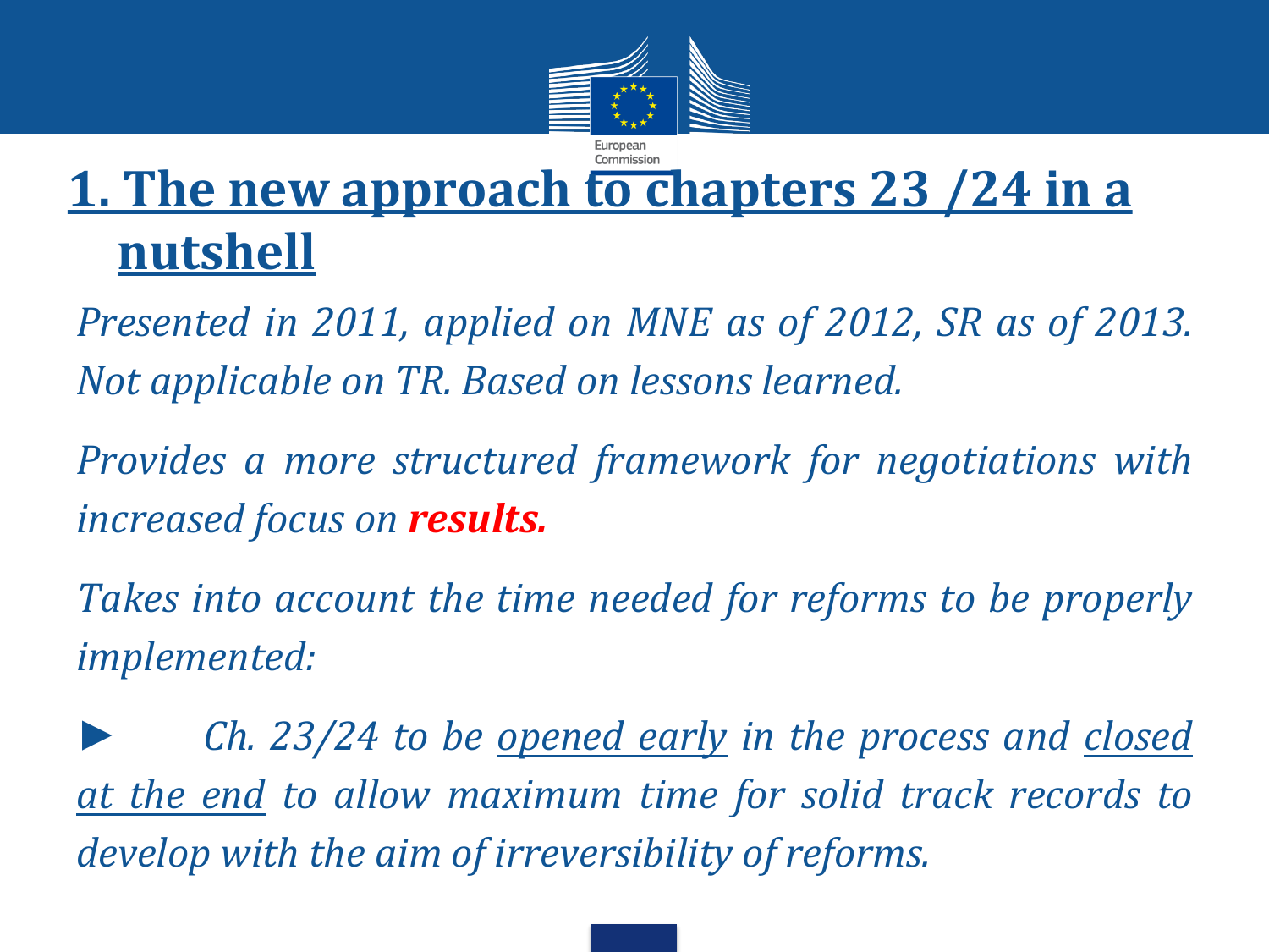# 1. The new approach to chapters 23 /24 in a nutshell

*Presented in 2011, applied on MNE as of 2012, SR as of 2013. Not applicable on TR. Based on lessons learned.*

*Provides a more structured framework for negotiations with increased focus on* ***results.***

*Takes into account the time needed for reforms to be properly implemented:*

► *Ch. 23/24 to be <u>opened early</u> in the process and <u>closed at the end</u> to allow maximum time for solid track records to develop with the aim of irreversibility of reforms.*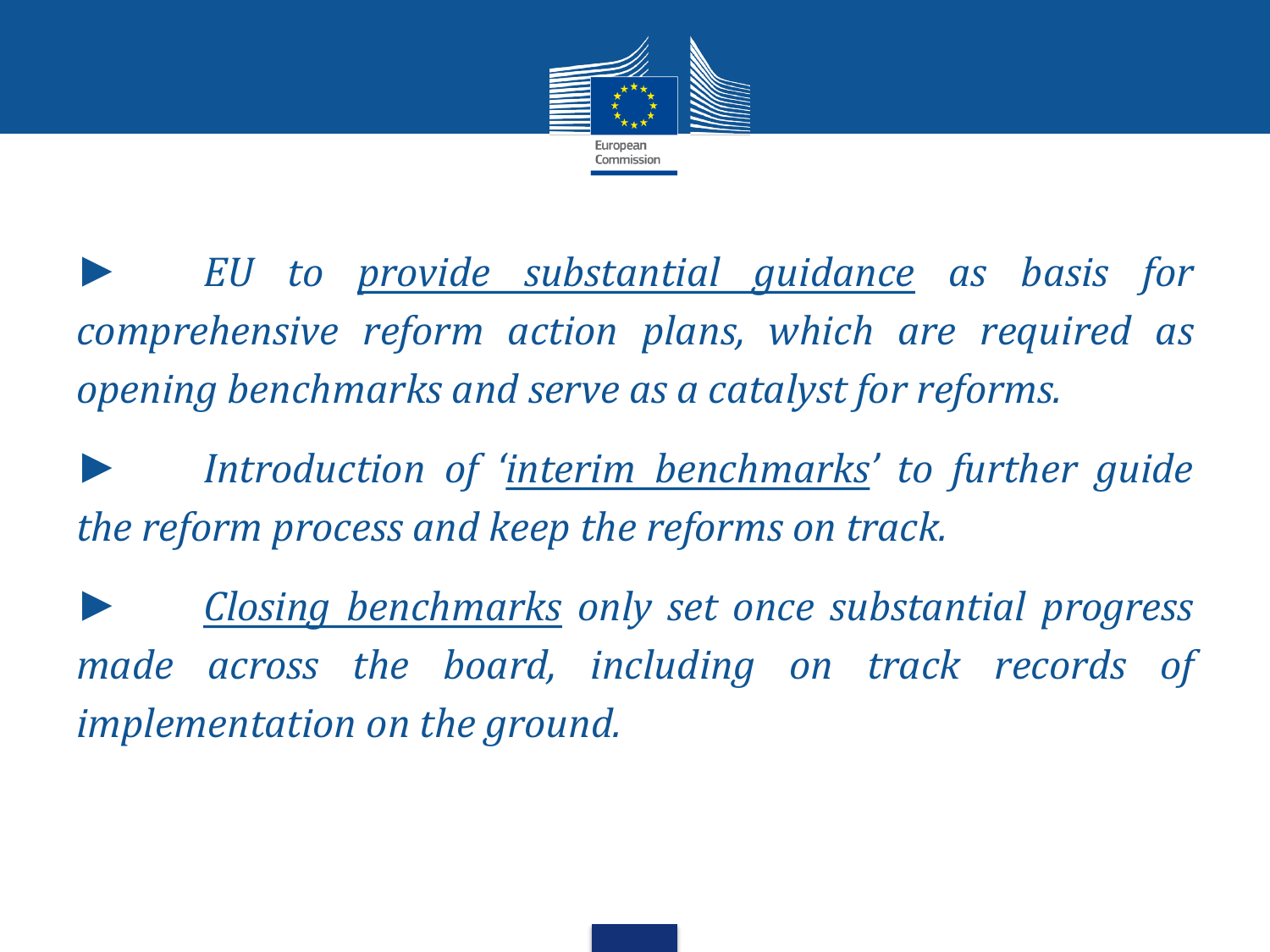- *EU to <u>provide substantial guidance</u> as basis for comprehensive reform action plans, which are required as opening benchmarks and serve as a catalyst for reforms.*

- *Introduction of '<u>interim benchmarks</u>' to further guide the reform process and keep the reforms on track.*

- *<u>Closing benchmarks</u> only set once substantial progress made across the board, including on track records of implementation on the ground.*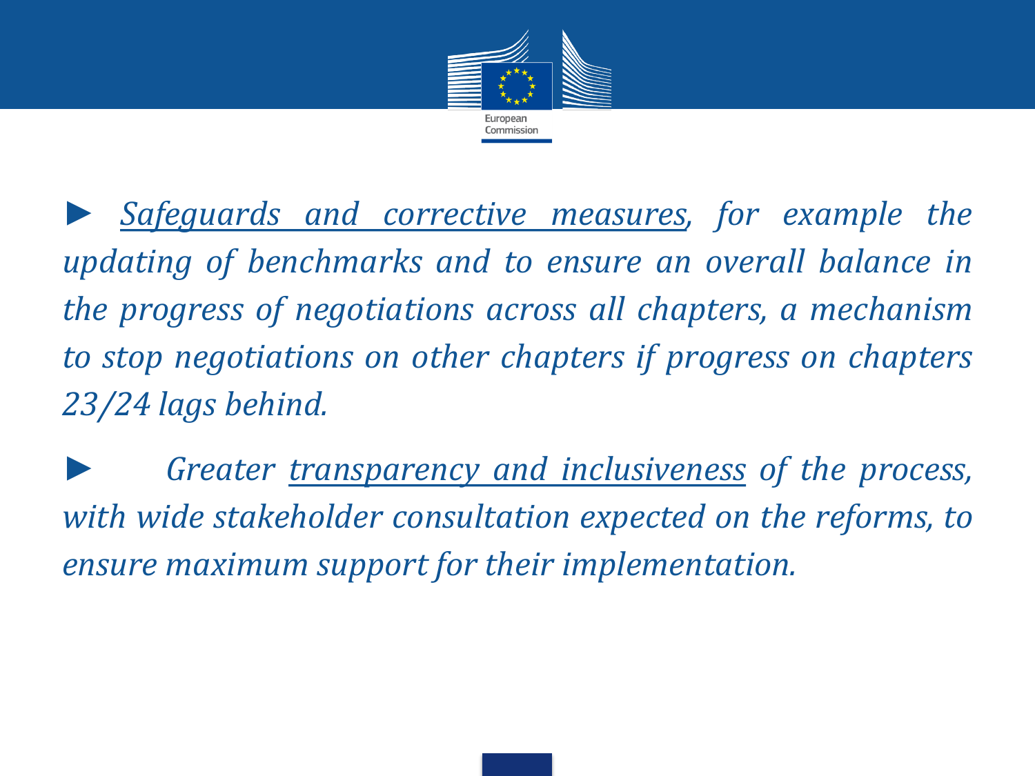► *<u>Safeguards and corrective measures</u>, for example the updating of benchmarks and to ensure an overall balance in the progress of negotiations across all chapters, a mechanism to stop negotiations on other chapters if progress on chapters 23/24 lags behind.*

► *Greater <u>transparency and inclusiveness</u> of the process, with wide stakeholder consultation expected on the reforms, to ensure maximum support for their implementation.*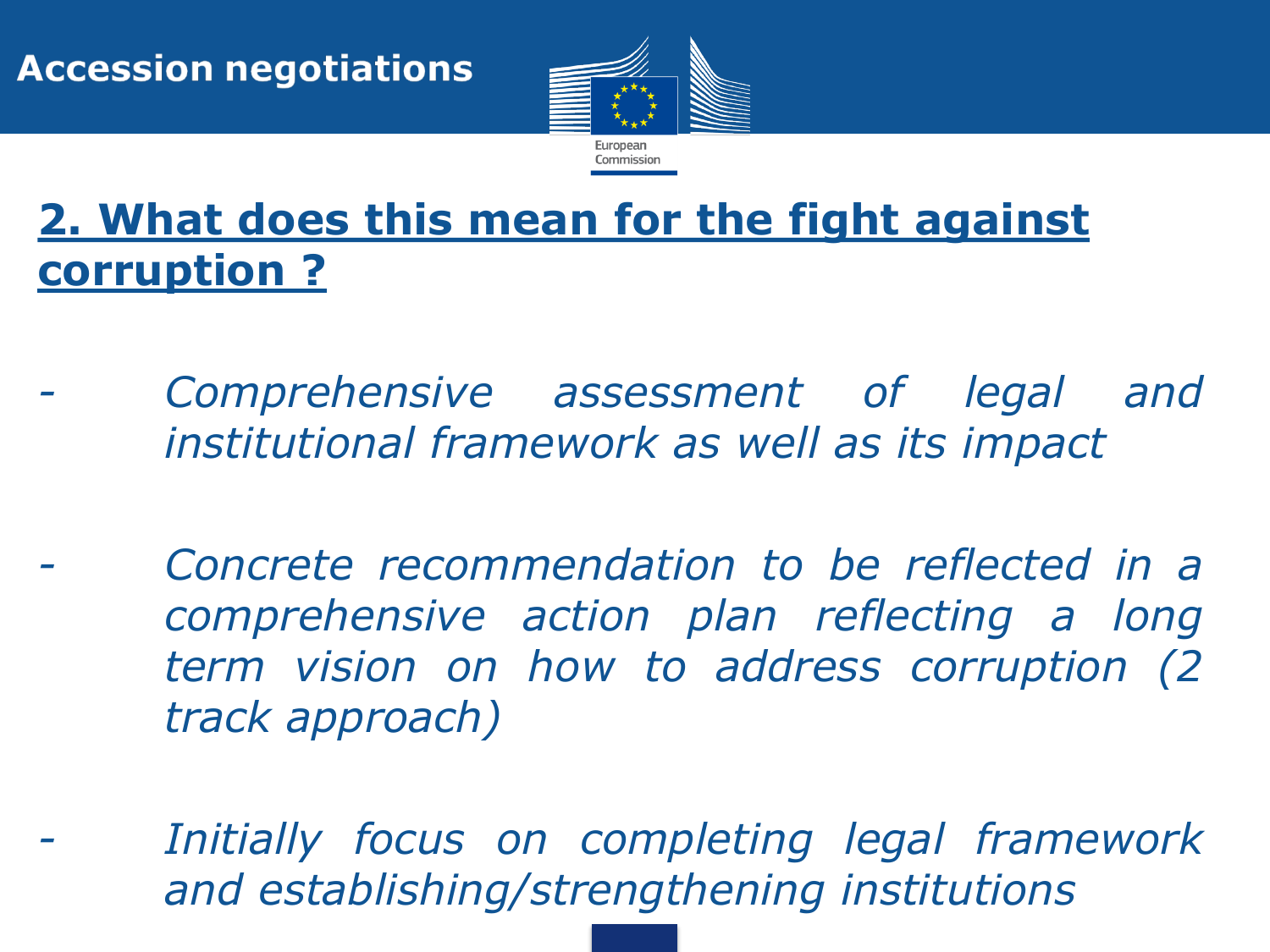## 2. What does this mean for the fight against corruption ?

- *Comprehensive assessment of legal and institutional framework as well as its impact*

- *Concrete recommendation to be reflected in a comprehensive action plan reflecting a long term vision on how to address corruption (2 track approach)*

- *Initially focus on completing legal framework and establishing/strengthening institutions*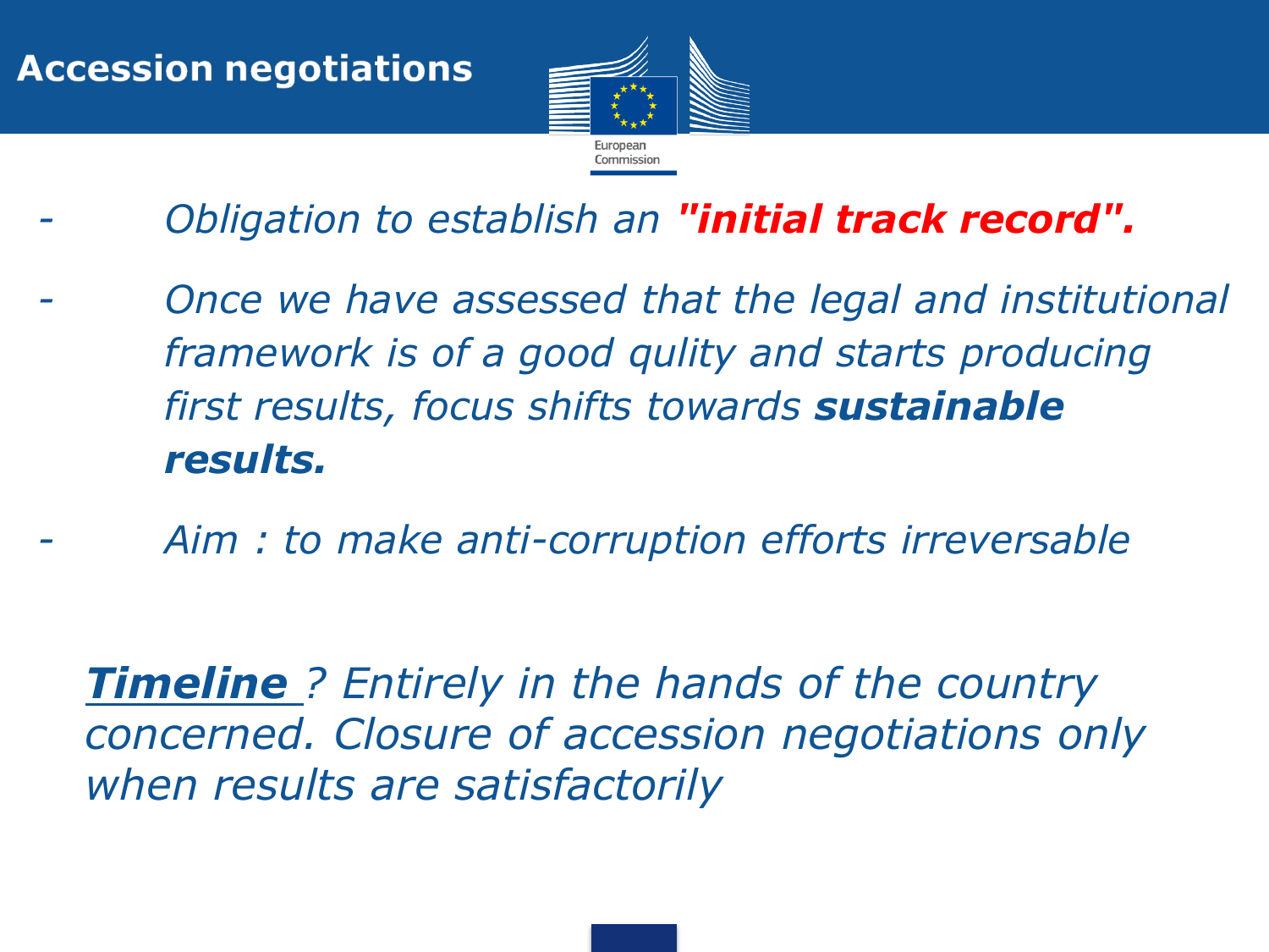# Accession negotiations

- *Obligation to establish an **"initial track record".***
- *Once we have assessed that the legal and institutional framework is of a good qulity and starts producing first results, focus shifts towards **sustainable results.***
- *Aim : to make anti-corruption efforts irreversable*

***Timeline*** *? Entirely in the hands of the country concerned. Closure of accession negotiations only when results are satisfactorily*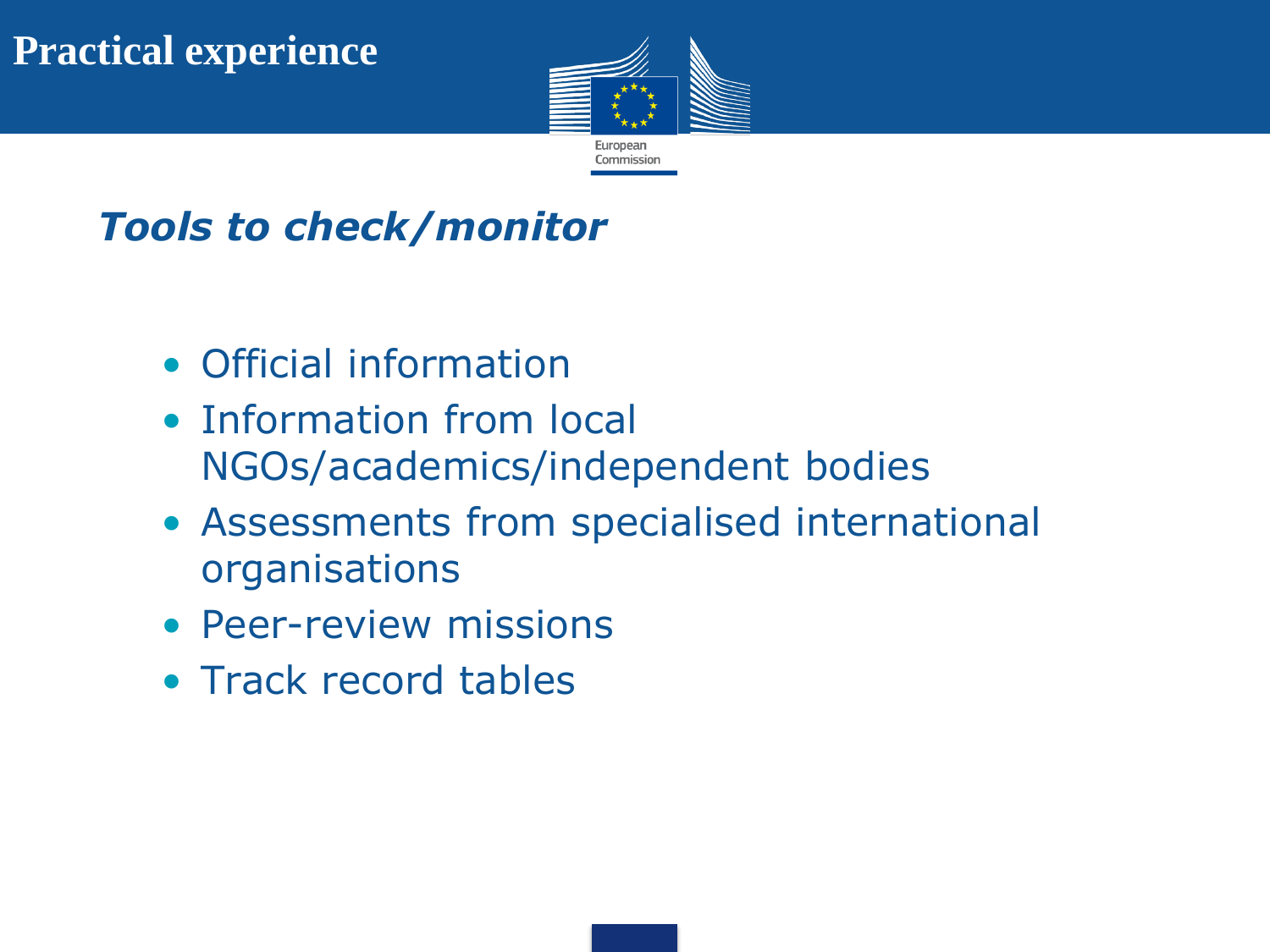# Practical experience

## *Tools to check/monitor*

- Official information
- Information from local NGOs/academics/independent bodies
- Assessments from specialised international organisations
- Peer-review missions
- Track record tables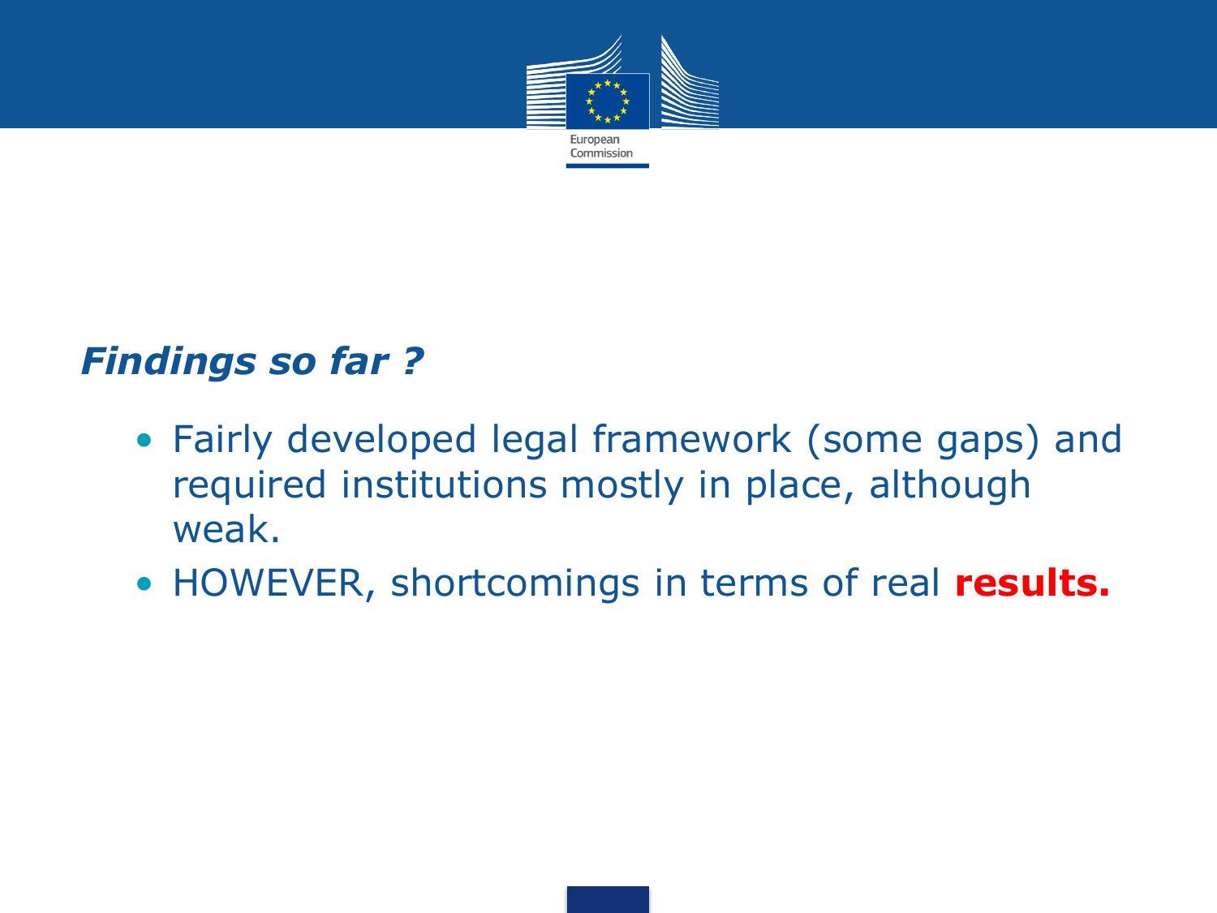## *Findings so far ?*

- Fairly developed legal framework (some gaps) and required institutions mostly in place, although weak.
- HOWEVER, shortcomings in terms of real **results.**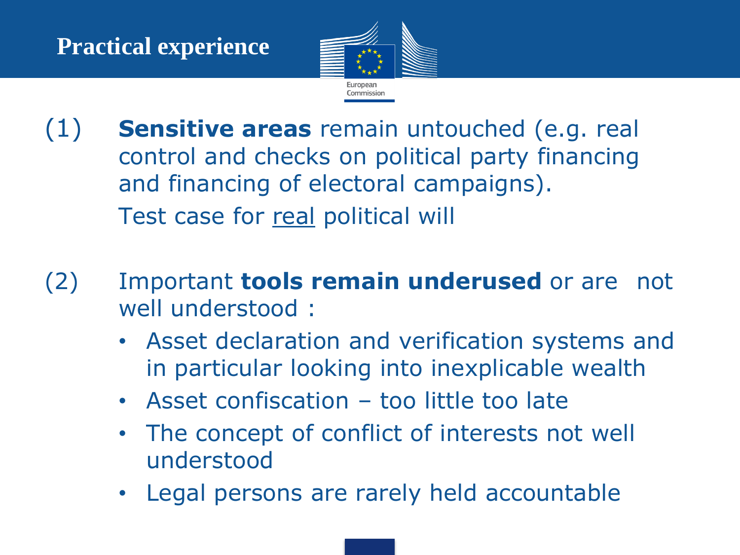# Practical experience

(1) **Sensitive areas** remain untouched (e.g. real control and checks on political party financing and financing of electoral campaigns).
Test case for real political will

(2) Important **tools remain underused** or are not well understood :

- Asset declaration and verification systems and in particular looking into inexplicable wealth
- Asset confiscation – too little too late
- The concept of conflict of interests not well understood
- Legal persons are rarely held accountable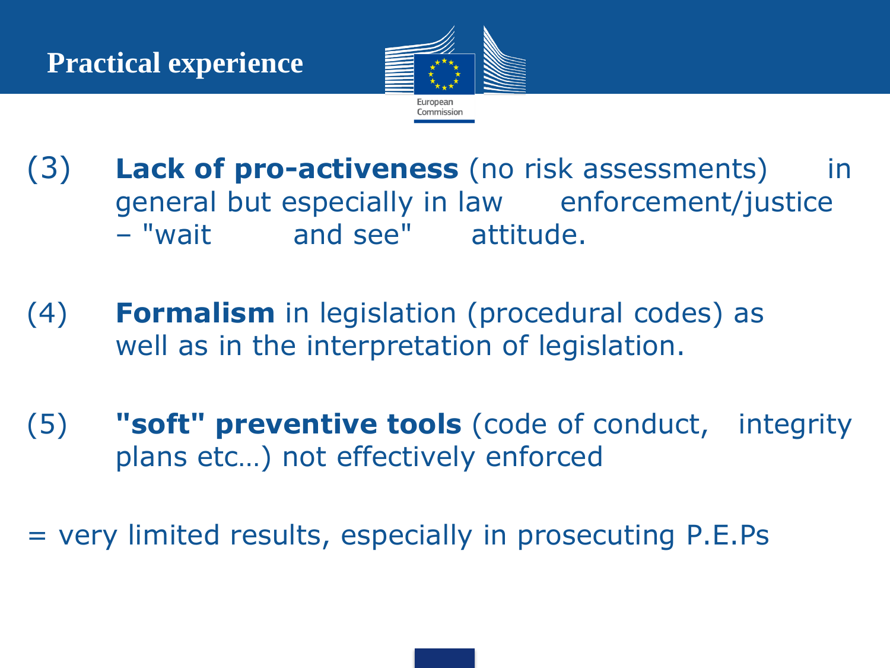## Practical experience

(3) **Lack of pro-activeness** (no risk assessments) in general but especially in law enforcement/justice – "wait and see" attitude.

(4) **Formalism** in legislation (procedural codes) as well as in the interpretation of legislation.

(5) **"soft" preventive tools** (code of conduct, integrity plans etc…) not effectively enforced

= very limited results, especially in prosecuting P.E.Ps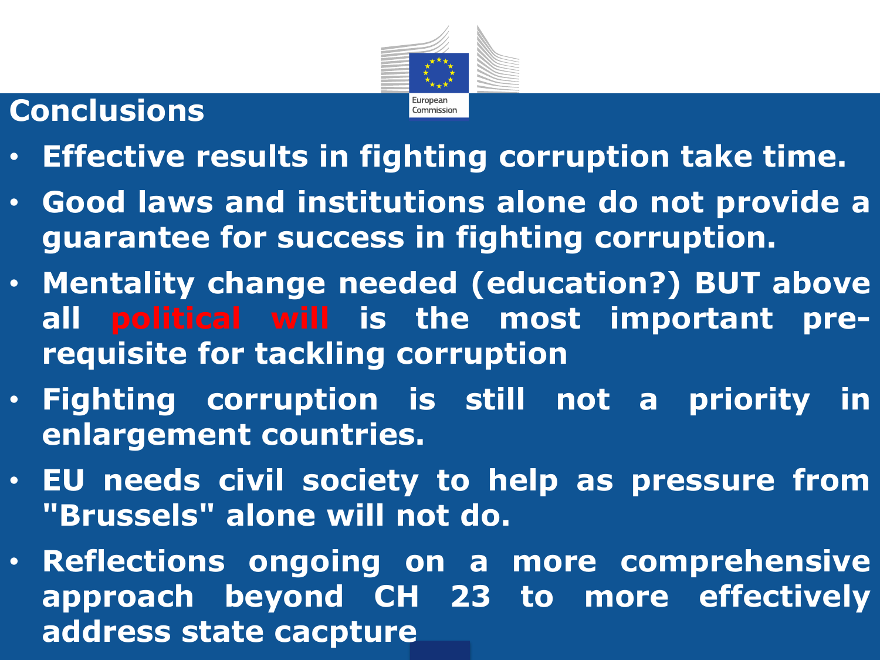## Conclusions

- **Effective results in fighting corruption take time.**
- **Good laws and institutions alone do not provide a guarantee for success in fighting corruption.**
- **Mentality change needed (education?) BUT above all political will is the most important pre-requisite for tackling corruption**
- **Fighting corruption is still not a priority in enlargement countries.**
- **EU needs civil society to help as pressure from "Brussels" alone will not do.**
- **Reflections ongoing on a more comprehensive approach beyond CH 23 to more effectively address state cacpture**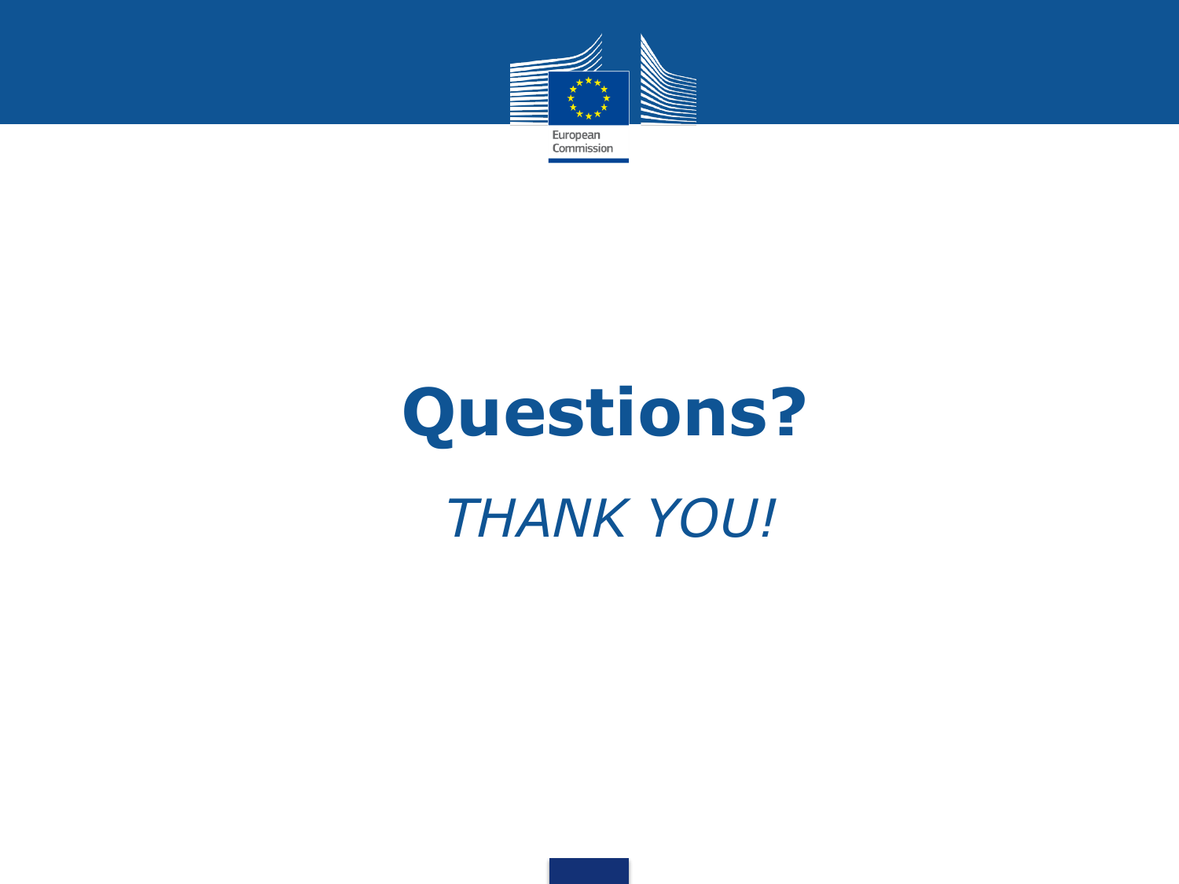# Questions?

*THANK YOU!*